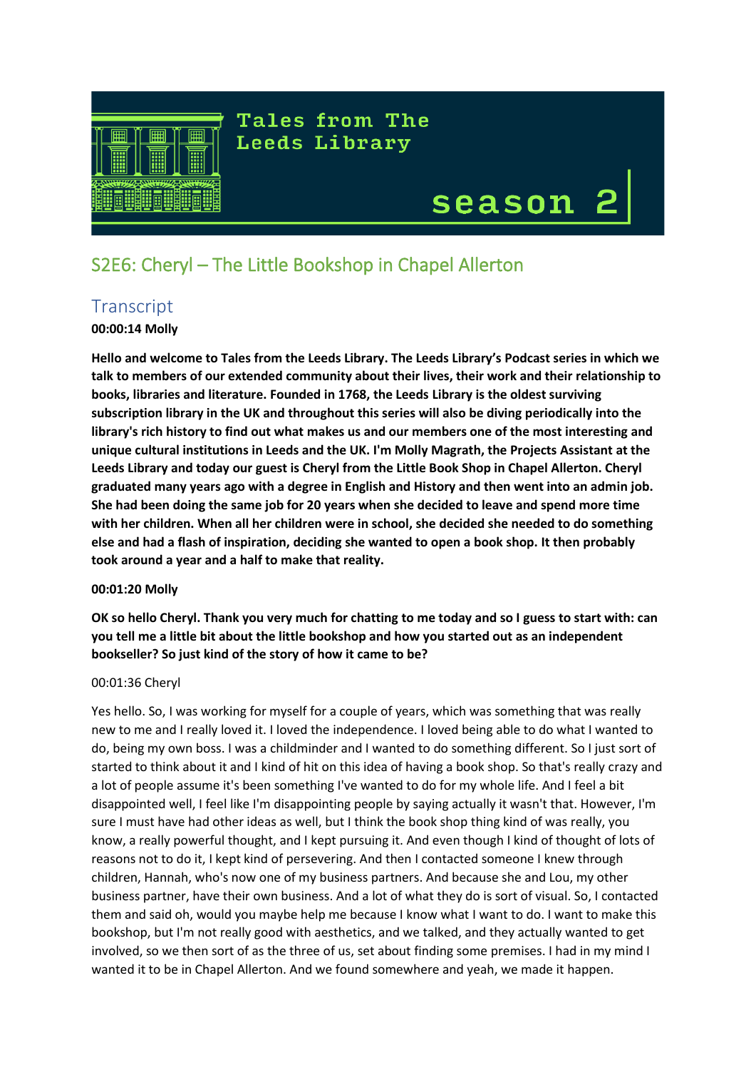# Tales from The Leeds Library

## season 2

## S2E6: Cheryl – The Little Bookshop in Chapel Allerton

### Transcript

**00:00:14 Molly**

**Hello and welcome to Tales from the Leeds Library. The Leeds Library's Podcast series in which we talk to members of our extended community about their lives, their work and their relationship to books, libraries and literature. Founded in 1768, the Leeds Library is the oldest surviving subscription library in the UK and throughout this series will also be diving periodically into the library's rich history to find out what makes us and our members one of the most interesting and unique cultural institutions in Leeds and the UK. I'm Molly Magrath, the Projects Assistant at the Leeds Library and today our guest is Cheryl from the Little Book Shop in Chapel Allerton. Cheryl graduated many years ago with a degree in English and History and then went into an admin job. She had been doing the same job for 20 years when she decided to leave and spend more time with her children. When all her children were in school, she decided she needed to do something else and had a flash of inspiration, deciding she wanted to open a book shop. It then probably took around a year and a half to make that reality.**

**00:01:20 Molly**

**OK so hello Cheryl. Thank you very much for chatting to me today and so I guess to start with: can you tell me a little bit about the little bookshop and how you started out as an independent bookseller? So just kind of the story of how it came to be?**

00:01:36 Cheryl

Yes hello. So, I was working for myself for a couple of years, which was something that was really new to me and I really loved it. I loved the independence. I loved being able to do what I wanted to do, being my own boss. I was a childminder and I wanted to do something different. So I just sort of started to think about it and I kind of hit on this idea of having a book shop. So that's really crazy and a lot of people assume it's been something I've wanted to do for my whole life. And I feel a bit disappointed well, I feel like I'm disappointing people by saying actually it wasn't that. However, I'm sure I must have had other ideas as well, but I think the book shop thing kind of was really, you know, a really powerful thought, and I kept pursuing it. And even though I kind of thought of lots of reasons not to do it, I kept kind of persevering. And then I contacted someone I knew through children, Hannah, who's now one of my business partners. And because she and Lou, my other business partner, have their own business. And a lot of what they do is sort of visual. So, I contacted them and said oh, would you maybe help me because I know what I want to do. I want to make this bookshop, but I'm not really good with aesthetics, and we talked, and they actually wanted to get involved, so we then sort of as the three of us, set about finding some premises. I had in my mind I wanted it to be in Chapel Allerton. And we found somewhere and yeah, we made it happen.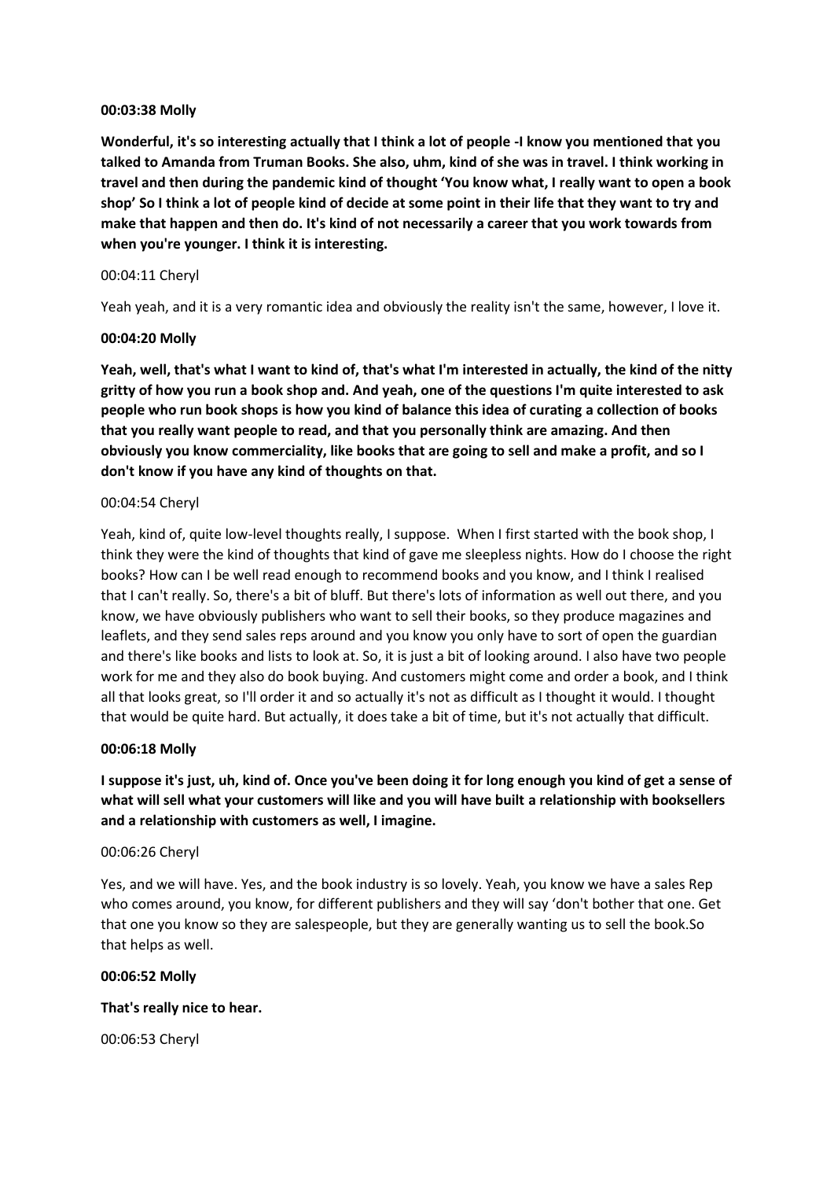**00:03:38 Molly**

**Wonderful, it's so interesting actually that I think a lot of people -I know you mentioned that you talked to Amanda from Truman Books. She also, uhm, kind of she was in travel. I think working in travel and then during the pandemic kind of thought 'You know what, I really want to open a book shop' So I think a lot of people kind of decide at some point in their life that they want to try and make that happen and then do. It's kind of not necessarily a career that you work towards from when you're younger. I think it is interesting.**

00:04:11 Cheryl

Yeah yeah, and it is a very romantic idea and obviously the reality isn't the same, however, I love it.

**00:04:20 Molly**

**Yeah, well, that's what I want to kind of, that's what I'm interested in actually, the kind of the nitty gritty of how you run a book shop and. And yeah, one of the questions I'm quite interested to ask people who run book shops is how you kind of balance this idea of curating a collection of books that you really want people to read, and that you personally think are amazing. And then obviously you know commerciality, like books that are going to sell and make a profit, and so I don't know if you have any kind of thoughts on that.**

00:04:54 Cheryl

Yeah, kind of, quite low-level thoughts really, I suppose. When I first started with the book shop, I think they were the kind of thoughts that kind of gave me sleepless nights. How do I choose the right books? How can I be well read enough to recommend books and you know, and I think I realised that I can't really. So, there's a bit of bluff. But there's lots of information as well out there, and you know, we have obviously publishers who want to sell their books, so they produce magazines and leaflets, and they send sales reps around and you know you only have to sort of open the guardian and there's like books and lists to look at. So, it is just a bit of looking around. I also have two people work for me and they also do book buying. And customers might come and order a book, and I think all that looks great, so I'll order it and so actually it's not as difficult as I thought it would. I thought that would be quite hard. But actually, it does take a bit of time, but it's not actually that difficult.

**00:06:18 Molly**

**I suppose it's just, uh, kind of. Once you've been doing it for long enough you kind of get a sense of what will sell what your customers will like and you will have built a relationship with booksellers and a relationship with customers as well, I imagine.**

00:06:26 Cheryl

Yes, and we will have. Yes, and the book industry is so lovely. Yeah, you know we have a sales Rep who comes around, you know, for different publishers and they will say 'don't bother that one. Get that one you know so they are salespeople, but they are generally wanting us to sell the book.So that helps as well.

**00:06:52 Molly**

**That's really nice to hear.**

00:06:53 Cheryl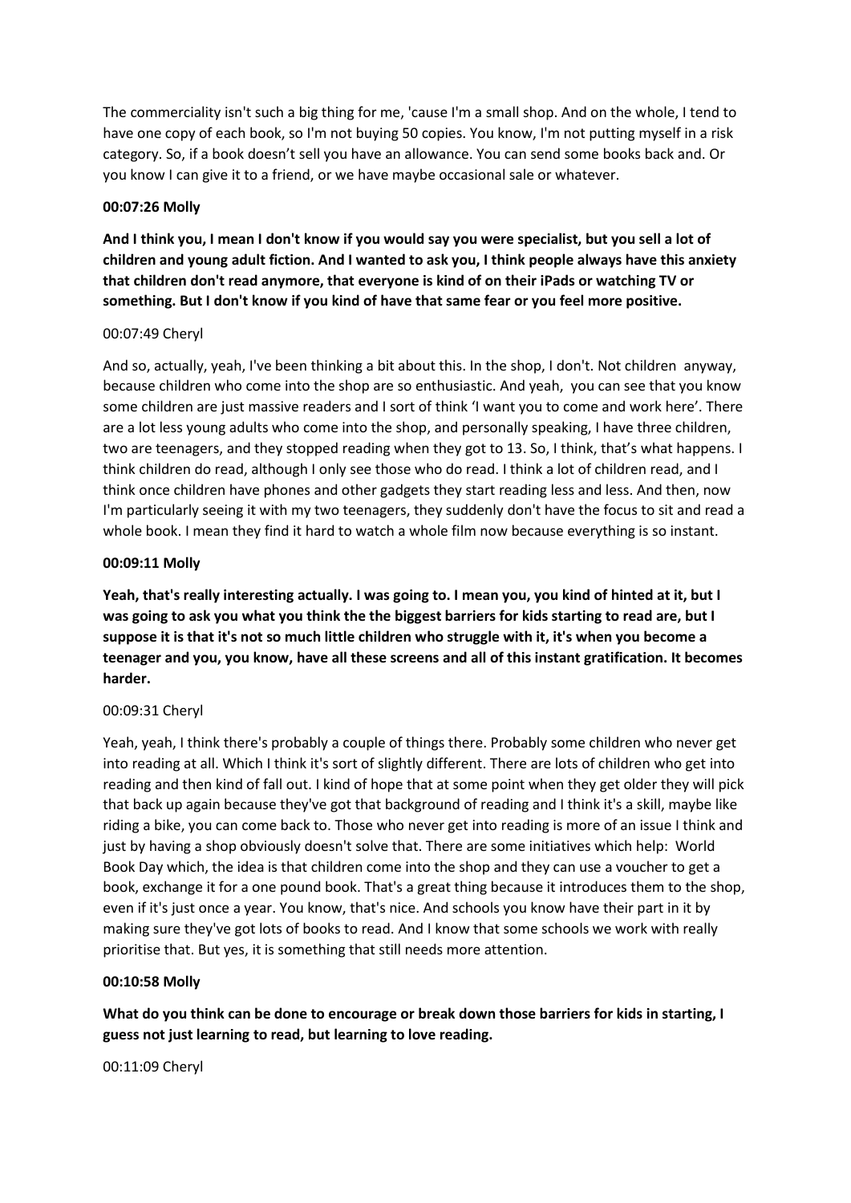The commerciality isn't such a big thing for me, 'cause I'm a small shop. And on the whole, I tend to have one copy of each book, so I'm not buying 50 copies. You know, I'm not putting myself in a risk category. So, if a book doesn't sell you have an allowance. You can send some books back and. Or you know I can give it to a friend, or we have maybe occasional sale or whatever.

**00:07:26 Molly**

**And I think you, I mean I don't know if you would say you were specialist, but you sell a lot of children and young adult fiction. And I wanted to ask you, I think people always have this anxiety that children don't read anymore, that everyone is kind of on their iPads or watching TV or something. But I don't know if you kind of have that same fear or you feel more positive.**

00:07:49 Cheryl

And so, actually, yeah, I've been thinking a bit about this. In the shop, I don't. Not children anyway, because children who come into the shop are so enthusiastic. And yeah, you can see that you know some children are just massive readers and I sort of think 'I want you to come and work here'. There are a lot less young adults who come into the shop, and personally speaking, I have three children, two are teenagers, and they stopped reading when they got to 13. So, I think, that's what happens. I think children do read, although I only see those who do read. I think a lot of children read, and I think once children have phones and other gadgets they start reading less and less. And then, now I'm particularly seeing it with my two teenagers, they suddenly don't have the focus to sit and read a whole book. I mean they find it hard to watch a whole film now because everything is so instant.

**00:09:11 Molly**

**Yeah, that's really interesting actually. I was going to. I mean you, you kind of hinted at it, but I was going to ask you what you think the the biggest barriers for kids starting to read are, but I suppose it is that it's not so much little children who struggle with it, it's when you become a teenager and you, you know, have all these screens and all of this instant gratification. It becomes harder.**

00:09:31 Cheryl

Yeah, yeah, I think there's probably a couple of things there. Probably some children who never get into reading at all. Which I think it's sort of slightly different. There are lots of children who get into reading and then kind of fall out. I kind of hope that at some point when they get older they will pick that back up again because they've got that background of reading and I think it's a skill, maybe like riding a bike, you can come back to. Those who never get into reading is more of an issue I think and just by having a shop obviously doesn't solve that. There are some initiatives which help: World Book Day which, the idea is that children come into the shop and they can use a voucher to get a book, exchange it for a one pound book. That's a great thing because it introduces them to the shop, even if it's just once a year. You know, that's nice. And schools you know have their part in it by making sure they've got lots of books to read. And I know that some schools we work with really prioritise that. But yes, it is something that still needs more attention.

**00:10:58 Molly**

**What do you think can be done to encourage or break down those barriers for kids in starting, I guess not just learning to read, but learning to love reading.**

00:11:09 Cheryl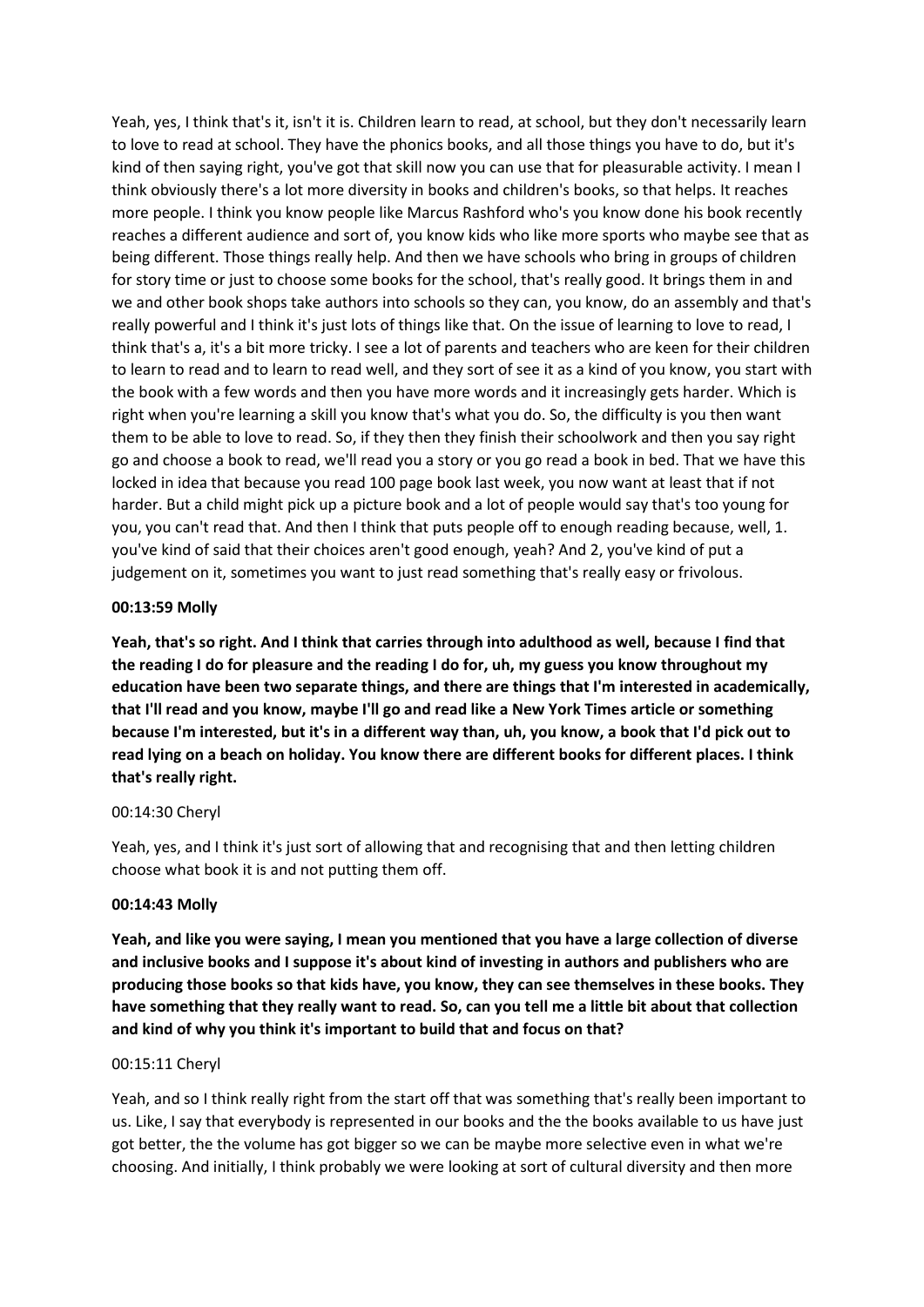Yeah, yes, I think that's it, isn't it is. Children learn to read, at school, but they don't necessarily learn to love to read at school. They have the phonics books, and all those things you have to do, but it's kind of then saying right, you've got that skill now you can use that for pleasurable activity. I mean I think obviously there's a lot more diversity in books and children's books, so that helps. It reaches more people. I think you know people like Marcus Rashford who's you know done his book recently reaches a different audience and sort of, you know kids who like more sports who maybe see that as being different. Those things really help. And then we have schools who bring in groups of children for story time or just to choose some books for the school, that's really good. It brings them in and we and other book shops take authors into schools so they can, you know, do an assembly and that's really powerful and I think it's just lots of things like that. On the issue of learning to love to read, I think that's a, it's a bit more tricky. I see a lot of parents and teachers who are keen for their children to learn to read and to learn to read well, and they sort of see it as a kind of you know, you start with the book with a few words and then you have more words and it increasingly gets harder. Which is right when you're learning a skill you know that's what you do. So, the difficulty is you then want them to be able to love to read. So, if they then they finish their schoolwork and then you say right go and choose a book to read, we'll read you a story or you go read a book in bed. That we have this locked in idea that because you read 100 page book last week, you now want at least that if not harder. But a child might pick up a picture book and a lot of people would say that's too young for you, you can't read that. And then I think that puts people off to enough reading because, well, 1. you've kind of said that their choices aren't good enough, yeah? And 2, you've kind of put a judgement on it, sometimes you want to just read something that's really easy or frivolous.

**00:13:59 Molly**

**Yeah, that's so right. And I think that carries through into adulthood as well, because I find that the reading I do for pleasure and the reading I do for, uh, my guess you know throughout my education have been two separate things, and there are things that I'm interested in academically, that I'll read and you know, maybe I'll go and read like a New York Times article or something because I'm interested, but it's in a different way than, uh, you know, a book that I'd pick out to read lying on a beach on holiday. You know there are different books for different places. I think that's really right.**

00:14:30 Cheryl

Yeah, yes, and I think it's just sort of allowing that and recognising that and then letting children choose what book it is and not putting them off.

**00:14:43 Molly**

**Yeah, and like you were saying, I mean you mentioned that you have a large collection of diverse and inclusive books and I suppose it's about kind of investing in authors and publishers who are producing those books so that kids have, you know, they can see themselves in these books. They have something that they really want to read. So, can you tell me a little bit about that collection and kind of why you think it's important to build that and focus on that?**

00:15:11 Cheryl

Yeah, and so I think really right from the start off that was something that's really been important to us. Like, I say that everybody is represented in our books and the the books available to us have just got better, the the volume has got bigger so we can be maybe more selective even in what we're choosing. And initially, I think probably we were looking at sort of cultural diversity and then more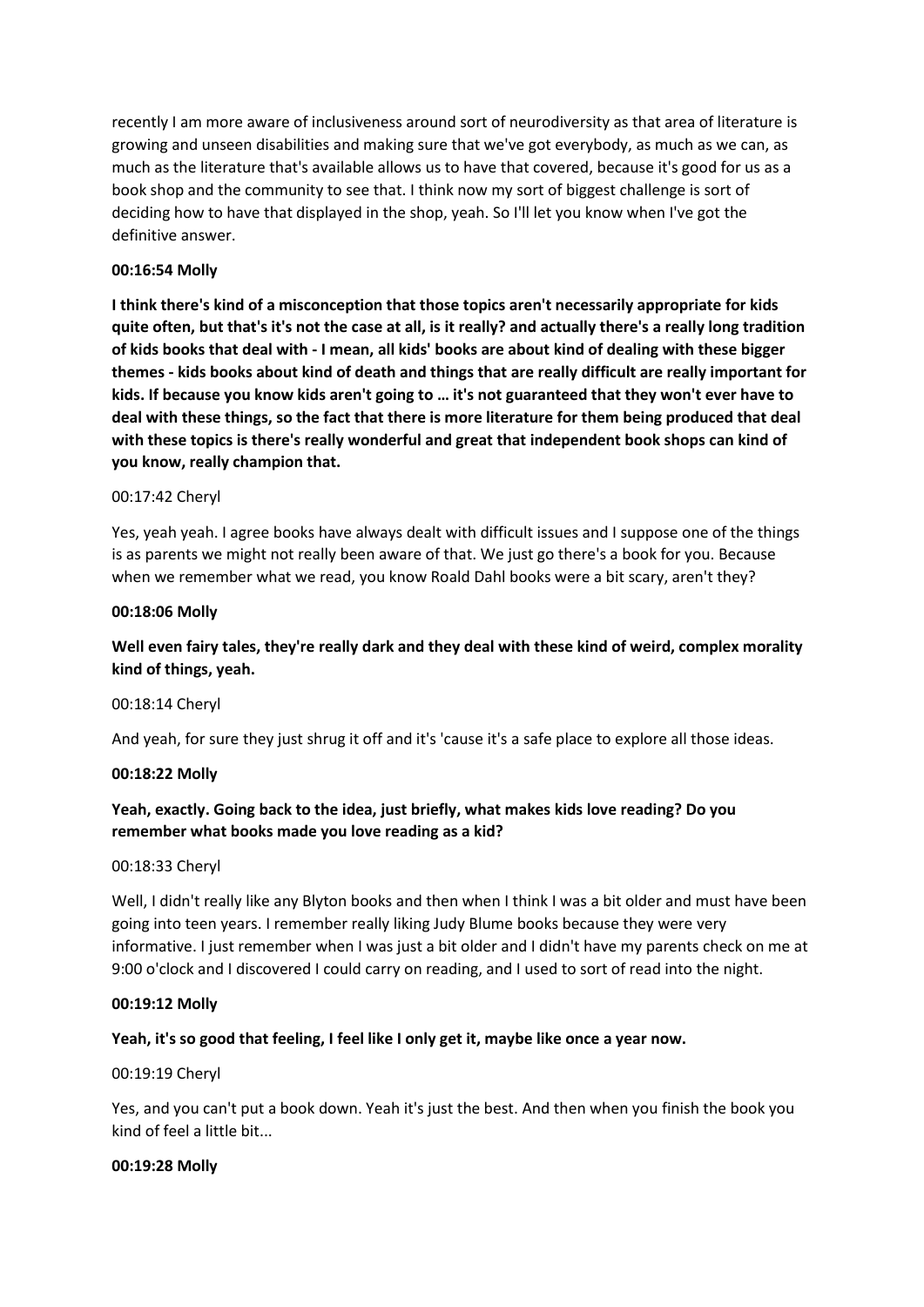recently I am more aware of inclusiveness around sort of neurodiversity as that area of literature is growing and unseen disabilities and making sure that we've got everybody, as much as we can, as much as the literature that's available allows us to have that covered, because it's good for us as a book shop and the community to see that. I think now my sort of biggest challenge is sort of deciding how to have that displayed in the shop, yeah. So I'll let you know when I've got the definitive answer.

**00:16:54 Molly**

**I think there's kind of a misconception that those topics aren't necessarily appropriate for kids quite often, but that's it's not the case at all, is it really? and actually there's a really long tradition of kids books that deal with - I mean, all kids' books are about kind of dealing with these bigger themes - kids books about kind of death and things that are really difficult are really important for kids. If because you know kids aren't going to … it's not guaranteed that they won't ever have to deal with these things, so the fact that there is more literature for them being produced that deal with these topics is there's really wonderful and great that independent book shops can kind of you know, really champion that.**

00:17:42 Cheryl

Yes, yeah yeah. I agree books have always dealt with difficult issues and I suppose one of the things is as parents we might not really been aware of that. We just go there's a book for you. Because when we remember what we read, you know Roald Dahl books were a bit scary, aren't they?

**00:18:06 Molly**

**Well even fairy tales, they're really dark and they deal with these kind of weird, complex morality kind of things, yeah.**

00:18:14 Cheryl

And yeah, for sure they just shrug it off and it's 'cause it's a safe place to explore all those ideas.

**00:18:22 Molly**

**Yeah, exactly. Going back to the idea, just briefly, what makes kids love reading? Do you remember what books made you love reading as a kid?**

00:18:33 Cheryl

Well, I didn't really like any Blyton books and then when I think I was a bit older and must have been going into teen years. I remember really liking Judy Blume books because they were very informative. I just remember when I was just a bit older and I didn't have my parents check on me at 9:00 o'clock and I discovered I could carry on reading, and I used to sort of read into the night.

**00:19:12 Molly**

**Yeah, it's so good that feeling, I feel like I only get it, maybe like once a year now.**

00:19:19 Cheryl

Yes, and you can't put a book down. Yeah it's just the best. And then when you finish the book you kind of feel a little bit...

**00:19:28 Molly**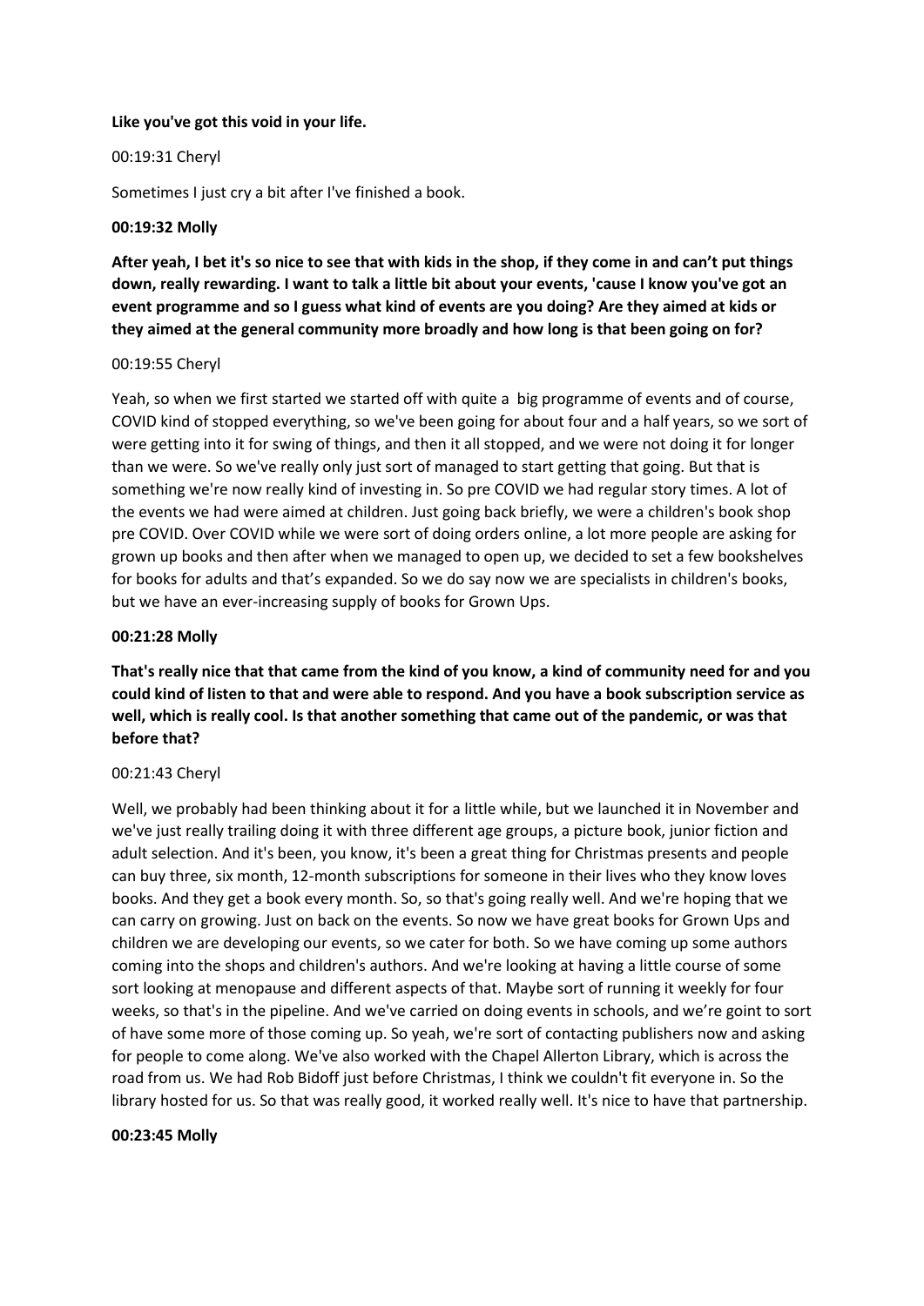**Like you've got this void in your life.**

00:19:31 Cheryl

Sometimes I just cry a bit after I've finished a book.

**00:19:32 Molly**

**After yeah, I bet it's so nice to see that with kids in the shop, if they come in and can't put things down, really rewarding. I want to talk a little bit about your events, 'cause I know you've got an event programme and so I guess what kind of events are you doing? Are they aimed at kids or they aimed at the general community more broadly and how long is that been going on for?**

00:19:55 Cheryl

Yeah, so when we first started we started off with quite a big programme of events and of course, COVID kind of stopped everything, so we've been going for about four and a half years, so we sort of were getting into it for swing of things, and then it all stopped, and we were not doing it for longer than we were. So we've really only just sort of managed to start getting that going. But that is something we're now really kind of investing in. So pre COVID we had regular story times. A lot of the events we had were aimed at children. Just going back briefly, we were a children's book shop pre COVID. Over COVID while we were sort of doing orders online, a lot more people are asking for grown up books and then after when we managed to open up, we decided to set a few bookshelves for books for adults and that's expanded. So we do say now we are specialists in children's books, but we have an ever-increasing supply of books for Grown Ups.

**00:21:28 Molly**

**That's really nice that that came from the kind of you know, a kind of community need for and you could kind of listen to that and were able to respond. And you have a book subscription service as well, which is really cool. Is that another something that came out of the pandemic, or was that before that?**

00:21:43 Cheryl

Well, we probably had been thinking about it for a little while, but we launched it in November and we've just really trailing doing it with three different age groups, a picture book, junior fiction and adult selection. And it's been, you know, it's been a great thing for Christmas presents and people can buy three, six month, 12-month subscriptions for someone in their lives who they know loves books. And they get a book every month. So, so that's going really well. And we're hoping that we can carry on growing. Just on back on the events. So now we have great books for Grown Ups and children we are developing our events, so we cater for both. So we have coming up some authors coming into the shops and children's authors. And we're looking at having a little course of some sort looking at menopause and different aspects of that. Maybe sort of running it weekly for four weeks, so that's in the pipeline. And we've carried on doing events in schools, and we're goint to sort of have some more of those coming up. So yeah, we're sort of contacting publishers now and asking for people to come along. We've also worked with the Chapel Allerton Library, which is across the road from us. We had Rob Bidoff just before Christmas, I think we couldn't fit everyone in. So the library hosted for us. So that was really good, it worked really well. It's nice to have that partnership.

**00:23:45 Molly**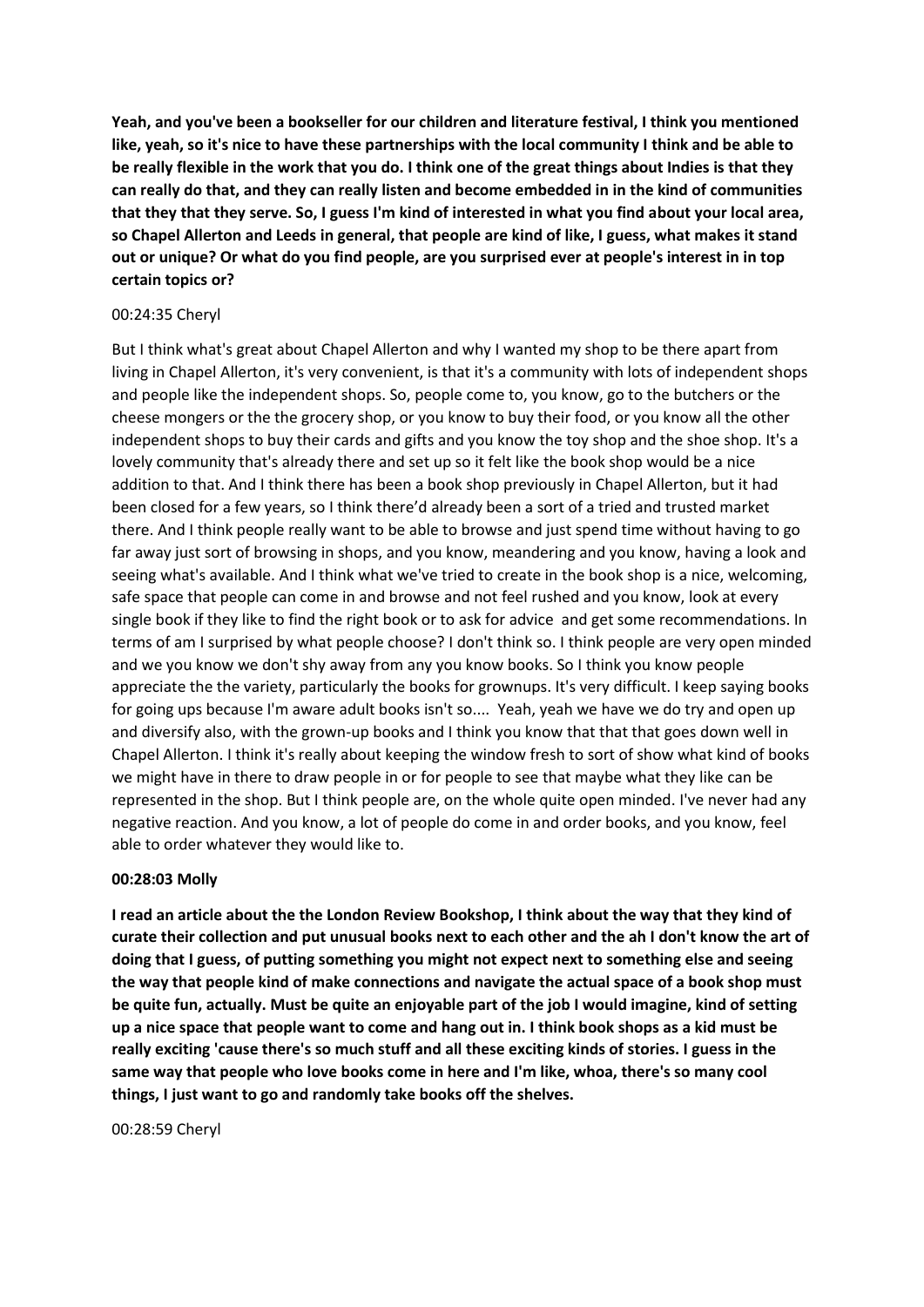**Yeah, and you've been a bookseller for our children and literature festival, I think you mentioned like, yeah, so it's nice to have these partnerships with the local community I think and be able to be really flexible in the work that you do. I think one of the great things about Indies is that they can really do that, and they can really listen and become embedded in in the kind of communities that they that they serve. So, I guess I'm kind of interested in what you find about your local area, so Chapel Allerton and Leeds in general, that people are kind of like, I guess, what makes it stand out or unique? Or what do you find people, are you surprised ever at people's interest in in top certain topics or?**

00:24:35 Cheryl

But I think what's great about Chapel Allerton and why I wanted my shop to be there apart from living in Chapel Allerton, it's very convenient, is that it's a community with lots of independent shops and people like the independent shops. So, people come to, you know, go to the butchers or the cheese mongers or the the grocery shop, or you know to buy their food, or you know all the other independent shops to buy their cards and gifts and you know the toy shop and the shoe shop. It's a lovely community that's already there and set up so it felt like the book shop would be a nice addition to that. And I think there has been a book shop previously in Chapel Allerton, but it had been closed for a few years, so I think there'd already been a sort of a tried and trusted market there. And I think people really want to be able to browse and just spend time without having to go far away just sort of browsing in shops, and you know, meandering and you know, having a look and seeing what's available. And I think what we've tried to create in the book shop is a nice, welcoming, safe space that people can come in and browse and not feel rushed and you know, look at every single book if they like to find the right book or to ask for advice and get some recommendations. In terms of am I surprised by what people choose? I don't think so. I think people are very open minded and we you know we don't shy away from any you know books. So I think you know people appreciate the the variety, particularly the books for grownups. It's very difficult. I keep saying books for going ups because I'm aware adult books isn't so.... Yeah, yeah we have we do try and open up and diversify also, with the grown-up books and I think you know that that that goes down well in Chapel Allerton. I think it's really about keeping the window fresh to sort of show what kind of books we might have in there to draw people in or for people to see that maybe what they like can be represented in the shop. But I think people are, on the whole quite open minded. I've never had any negative reaction. And you know, a lot of people do come in and order books, and you know, feel able to order whatever they would like to.

**00:28:03 Molly**

**I read an article about the the London Review Bookshop, I think about the way that they kind of curate their collection and put unusual books next to each other and the ah I don't know the art of doing that I guess, of putting something you might not expect next to something else and seeing the way that people kind of make connections and navigate the actual space of a book shop must be quite fun, actually. Must be quite an enjoyable part of the job I would imagine, kind of setting up a nice space that people want to come and hang out in. I think book shops as a kid must be really exciting 'cause there's so much stuff and all these exciting kinds of stories. I guess in the same way that people who love books come in here and I'm like, whoa, there's so many cool things, I just want to go and randomly take books off the shelves.**

00:28:59 Cheryl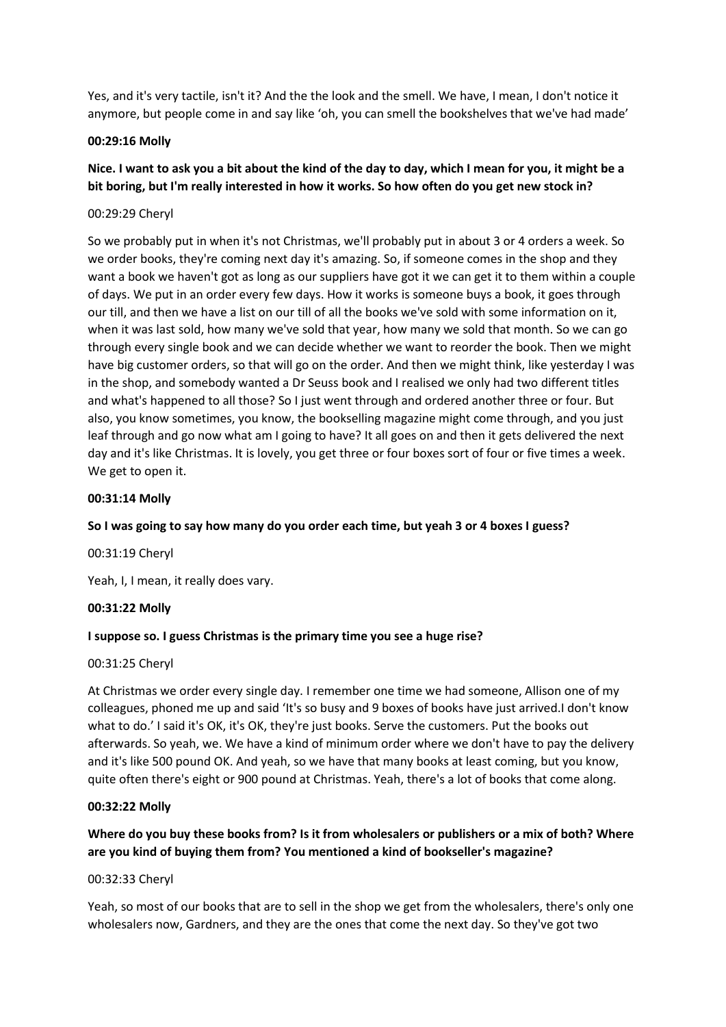Yes, and it's very tactile, isn't it? And the the look and the smell. We have, I mean, I don't notice it anymore, but people come in and say like 'oh, you can smell the bookshelves that we've had made'

**00:29:16 Molly**

**Nice. I want to ask you a bit about the kind of the day to day, which I mean for you, it might be a bit boring, but I'm really interested in how it works. So how often do you get new stock in?**

00:29:29 Cheryl

So we probably put in when it's not Christmas, we'll probably put in about 3 or 4 orders a week. So we order books, they're coming next day it's amazing. So, if someone comes in the shop and they want a book we haven't got as long as our suppliers have got it we can get it to them within a couple of days. We put in an order every few days. How it works is someone buys a book, it goes through our till, and then we have a list on our till of all the books we've sold with some information on it, when it was last sold, how many we've sold that year, how many we sold that month. So we can go through every single book and we can decide whether we want to reorder the book. Then we might have big customer orders, so that will go on the order. And then we might think, like yesterday I was in the shop, and somebody wanted a Dr Seuss book and I realised we only had two different titles and what's happened to all those? So I just went through and ordered another three or four. But also, you know sometimes, you know, the bookselling magazine might come through, and you just leaf through and go now what am I going to have? It all goes on and then it gets delivered the next day and it's like Christmas. It is lovely, you get three or four boxes sort of four or five times a week. We get to open it.

**00:31:14 Molly**

**So I was going to say how many do you order each time, but yeah 3 or 4 boxes I guess?**

00:31:19 Cheryl

Yeah, I, I mean, it really does vary.

**00:31:22 Molly**

**I suppose so. I guess Christmas is the primary time you see a huge rise?**

00:31:25 Cheryl

At Christmas we order every single day. I remember one time we had someone, Allison one of my colleagues, phoned me up and said 'It's so busy and 9 boxes of books have just arrived.I don't know what to do.' I said it's OK, it's OK, they're just books. Serve the customers. Put the books out afterwards. So yeah, we. We have a kind of minimum order where we don't have to pay the delivery and it's like 500 pound OK. And yeah, so we have that many books at least coming, but you know, quite often there's eight or 900 pound at Christmas. Yeah, there's a lot of books that come along.

**00:32:22 Molly**

**Where do you buy these books from? Is it from wholesalers or publishers or a mix of both? Where are you kind of buying them from? You mentioned a kind of bookseller's magazine?**

00:32:33 Cheryl

Yeah, so most of our books that are to sell in the shop we get from the wholesalers, there's only one wholesalers now, Gardners, and they are the ones that come the next day. So they've got two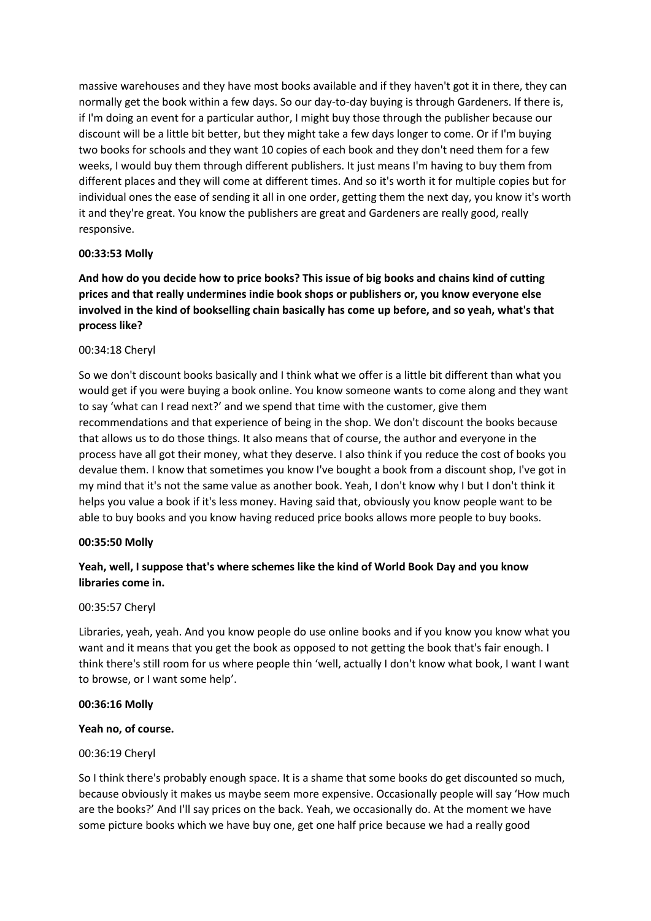massive warehouses and they have most books available and if they haven't got it in there, they can normally get the book within a few days. So our day-to-day buying is through Gardeners. If there is, if I'm doing an event for a particular author, I might buy those through the publisher because our discount will be a little bit better, but they might take a few days longer to come. Or if I'm buying two books for schools and they want 10 copies of each book and they don't need them for a few weeks, I would buy them through different publishers. It just means I'm having to buy them from different places and they will come at different times. And so it's worth it for multiple copies but for individual ones the ease of sending it all in one order, getting them the next day, you know it's worth it and they're great. You know the publishers are great and Gardeners are really good, really responsive.

**00:33:53 Molly**

**And how do you decide how to price books? This issue of big books and chains kind of cutting prices and that really undermines indie book shops or publishers or, you know everyone else involved in the kind of bookselling chain basically has come up before, and so yeah, what's that process like?**

00:34:18 Cheryl

So we don't discount books basically and I think what we offer is a little bit different than what you would get if you were buying a book online. You know someone wants to come along and they want to say 'what can I read next?' and we spend that time with the customer, give them recommendations and that experience of being in the shop. We don't discount the books because that allows us to do those things. It also means that of course, the author and everyone in the process have all got their money, what they deserve. I also think if you reduce the cost of books you devalue them. I know that sometimes you know I've bought a book from a discount shop, I've got in my mind that it's not the same value as another book. Yeah, I don't know why I but I don't think it helps you value a book if it's less money. Having said that, obviously you know people want to be able to buy books and you know having reduced price books allows more people to buy books.

**00:35:50 Molly**

**Yeah, well, I suppose that's where schemes like the kind of World Book Day and you know libraries come in.**

00:35:57 Cheryl

Libraries, yeah, yeah. And you know people do use online books and if you know you know what you want and it means that you get the book as opposed to not getting the book that's fair enough. I think there's still room for us where people thin 'well, actually I don't know what book, I want I want to browse, or I want some help'.

**00:36:16 Molly**

**Yeah no, of course.**

00:36:19 Cheryl

So I think there's probably enough space. It is a shame that some books do get discounted so much, because obviously it makes us maybe seem more expensive. Occasionally people will say 'How much are the books?' And I'll say prices on the back. Yeah, we occasionally do. At the moment we have some picture books which we have buy one, get one half price because we had a really good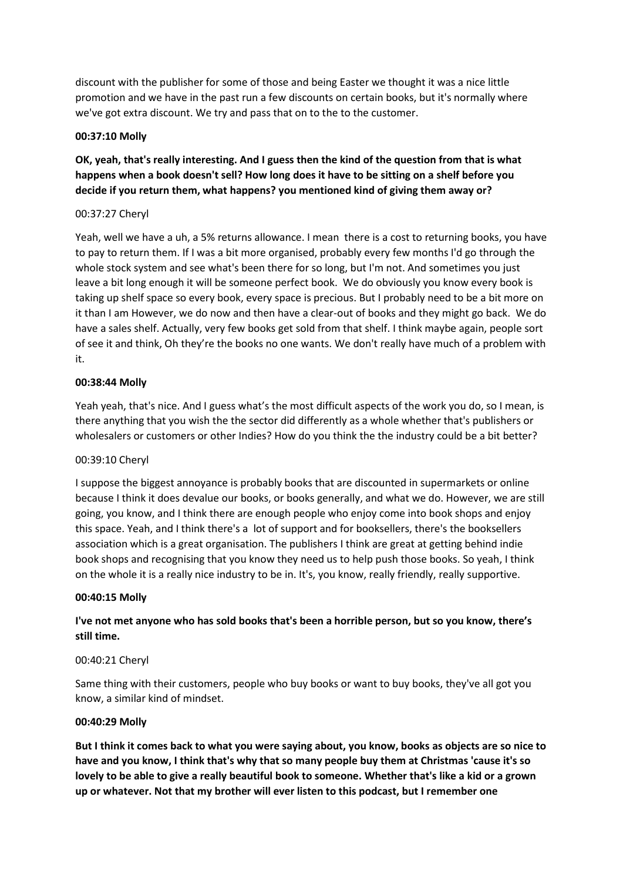discount with the publisher for some of those and being Easter we thought it was a nice little promotion and we have in the past run a few discounts on certain books, but it's normally where we've got extra discount. We try and pass that on to the to the customer.

**00:37:10 Molly**

**OK, yeah, that's really interesting. And I guess then the kind of the question from that is what happens when a book doesn't sell? How long does it have to be sitting on a shelf before you decide if you return them, what happens? you mentioned kind of giving them away or?**

00:37:27 Cheryl

Yeah, well we have a uh, a 5% returns allowance. I mean there is a cost to returning books, you have to pay to return them. If I was a bit more organised, probably every few months I'd go through the whole stock system and see what's been there for so long, but I'm not. And sometimes you just leave a bit long enough it will be someone perfect book. We do obviously you know every book is taking up shelf space so every book, every space is precious. But I probably need to be a bit more on it than I am However, we do now and then have a clear-out of books and they might go back. We do have a sales shelf. Actually, very few books get sold from that shelf. I think maybe again, people sort of see it and think, Oh they're the books no one wants. We don't really have much of a problem with it.

**00:38:44 Molly**

Yeah yeah, that's nice. And I guess what's the most difficult aspects of the work you do, so I mean, is there anything that you wish the the sector did differently as a whole whether that's publishers or wholesalers or customers or other Indies? How do you think the the industry could be a bit better?

00:39:10 Cheryl

I suppose the biggest annoyance is probably books that are discounted in supermarkets or online because I think it does devalue our books, or books generally, and what we do. However, we are still going, you know, and I think there are enough people who enjoy come into book shops and enjoy this space. Yeah, and I think there's a lot of support and for booksellers, there's the booksellers association which is a great organisation. The publishers I think are great at getting behind indie book shops and recognising that you know they need us to help push those books. So yeah, I think on the whole it is a really nice industry to be in. It's, you know, really friendly, really supportive.

**00:40:15 Molly**

**I've not met anyone who has sold books that's been a horrible person, but so you know, there's still time.**

00:40:21 Cheryl

Same thing with their customers, people who buy books or want to buy books, they've all got you know, a similar kind of mindset.

**00:40:29 Molly**

**But I think it comes back to what you were saying about, you know, books as objects are so nice to have and you know, I think that's why that so many people buy them at Christmas 'cause it's so lovely to be able to give a really beautiful book to someone. Whether that's like a kid or a grown up or whatever. Not that my brother will ever listen to this podcast, but I remember one**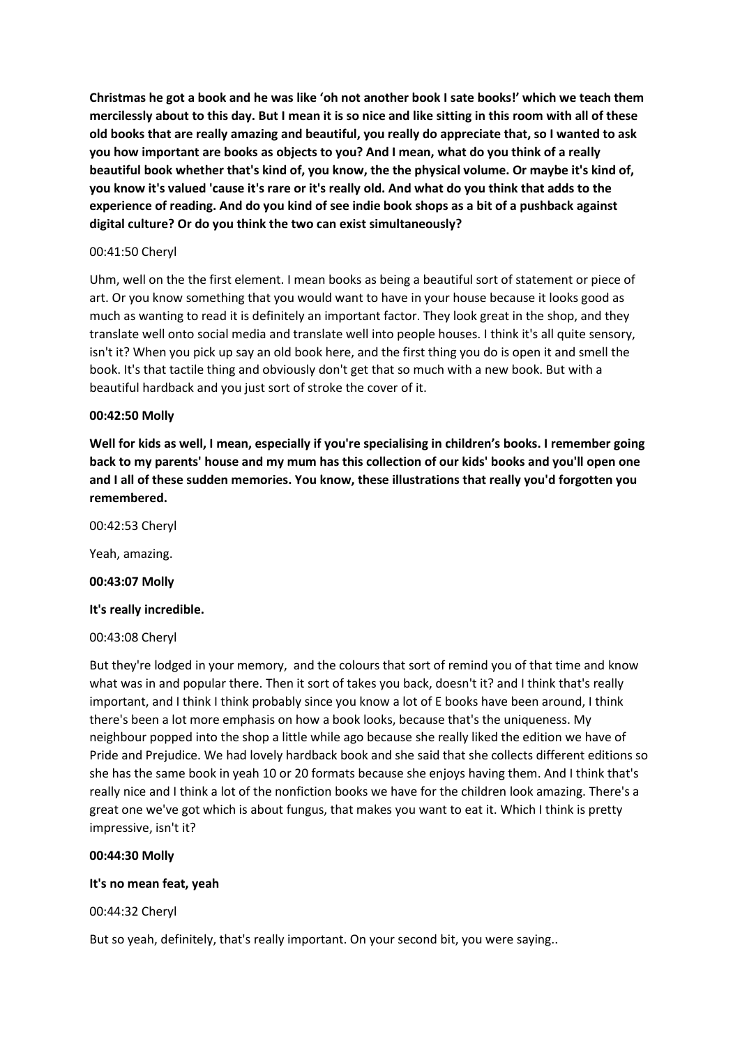**Christmas he got a book and he was like 'oh not another book I sate books!' which we teach them mercilessly about to this day. But I mean it is so nice and like sitting in this room with all of these old books that are really amazing and beautiful, you really do appreciate that, so I wanted to ask you how important are books as objects to you? And I mean, what do you think of a really beautiful book whether that's kind of, you know, the the physical volume. Or maybe it's kind of, you know it's valued 'cause it's rare or it's really old. And what do you think that adds to the experience of reading. And do you kind of see indie book shops as a bit of a pushback against digital culture? Or do you think the two can exist simultaneously?**

00:41:50 Cheryl

Uhm, well on the the first element. I mean books as being a beautiful sort of statement or piece of art. Or you know something that you would want to have in your house because it looks good as much as wanting to read it is definitely an important factor. They look great in the shop, and they translate well onto social media and translate well into people houses. I think it's all quite sensory, isn't it? When you pick up say an old book here, and the first thing you do is open it and smell the book. It's that tactile thing and obviously don't get that so much with a new book. But with a beautiful hardback and you just sort of stroke the cover of it.

**00:42:50 Molly**

**Well for kids as well, I mean, especially if you're specialising in children's books. I remember going back to my parents' house and my mum has this collection of our kids' books and you'll open one and I all of these sudden memories. You know, these illustrations that really you'd forgotten you remembered.**

00:42:53 Cheryl

Yeah, amazing.

**00:43:07 Molly**

**It's really incredible.**

00:43:08 Cheryl

But they're lodged in your memory, and the colours that sort of remind you of that time and know what was in and popular there. Then it sort of takes you back, doesn't it? and I think that's really important, and I think I think probably since you know a lot of E books have been around, I think there's been a lot more emphasis on how a book looks, because that's the uniqueness. My neighbour popped into the shop a little while ago because she really liked the edition we have of Pride and Prejudice. We had lovely hardback book and she said that she collects different editions so she has the same book in yeah 10 or 20 formats because she enjoys having them. And I think that's really nice and I think a lot of the nonfiction books we have for the children look amazing. There's a great one we've got which is about fungus, that makes you want to eat it. Which I think is pretty impressive, isn't it?

**00:44:30 Molly**

**It's no mean feat, yeah**

00:44:32 Cheryl

But so yeah, definitely, that's really important. On your second bit, you were saying..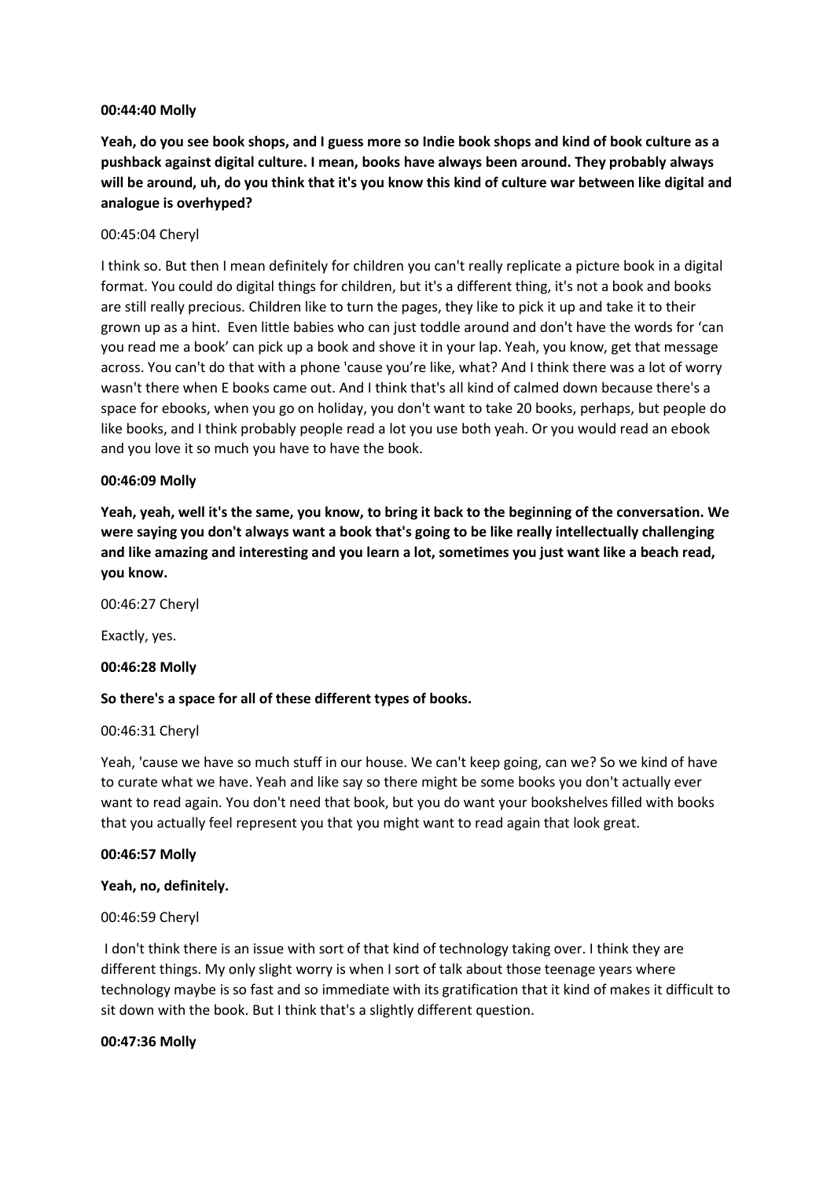**00:44:40 Molly**

**Yeah, do you see book shops, and I guess more so Indie book shops and kind of book culture as a pushback against digital culture. I mean, books have always been around. They probably always will be around, uh, do you think that it's you know this kind of culture war between like digital and analogue is overhyped?**

00:45:04 Cheryl

I think so. But then I mean definitely for children you can't really replicate a picture book in a digital format. You could do digital things for children, but it's a different thing, it's not a book and books are still really precious. Children like to turn the pages, they like to pick it up and take it to their grown up as a hint. Even little babies who can just toddle around and don't have the words for 'can you read me a book' can pick up a book and shove it in your lap. Yeah, you know, get that message across. You can't do that with a phone 'cause you're like, what? And I think there was a lot of worry wasn't there when E books came out. And I think that's all kind of calmed down because there's a space for ebooks, when you go on holiday, you don't want to take 20 books, perhaps, but people do like books, and I think probably people read a lot you use both yeah. Or you would read an ebook and you love it so much you have to have the book.

**00:46:09 Molly**

**Yeah, yeah, well it's the same, you know, to bring it back to the beginning of the conversation. We were saying you don't always want a book that's going to be like really intellectually challenging and like amazing and interesting and you learn a lot, sometimes you just want like a beach read, you know.**

00:46:27 Cheryl

Exactly, yes.

**00:46:28 Molly**

**So there's a space for all of these different types of books.**

00:46:31 Cheryl

Yeah, 'cause we have so much stuff in our house. We can't keep going, can we? So we kind of have to curate what we have. Yeah and like say so there might be some books you don't actually ever want to read again. You don't need that book, but you do want your bookshelves filled with books that you actually feel represent you that you might want to read again that look great.

**00:46:57 Molly**

**Yeah, no, definitely.**

00:46:59 Cheryl

I don't think there is an issue with sort of that kind of technology taking over. I think they are different things. My only slight worry is when I sort of talk about those teenage years where technology maybe is so fast and so immediate with its gratification that it kind of makes it difficult to sit down with the book. But I think that's a slightly different question.

**00:47:36 Molly**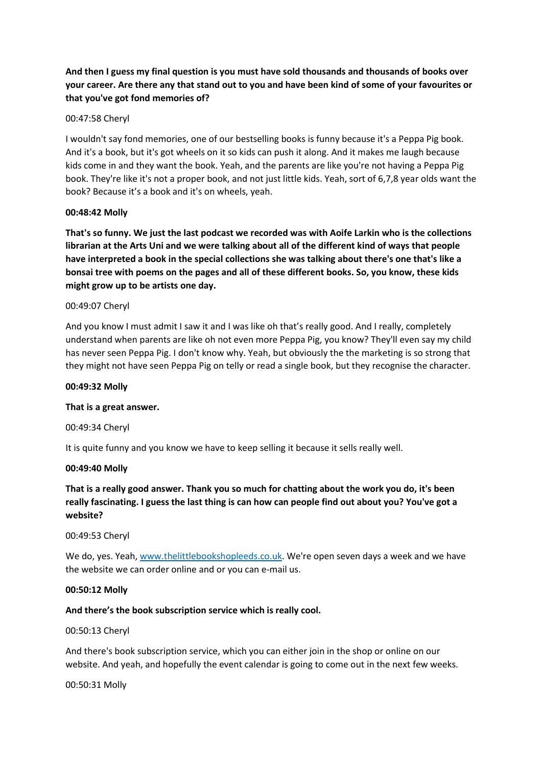**And then I guess my final question is you must have sold thousands and thousands of books over your career. Are there any that stand out to you and have been kind of some of your favourites or that you've got fond memories of?**

00:47:58 Cheryl

I wouldn't say fond memories, one of our bestselling books is funny because it's a Peppa Pig book. And it's a book, but it's got wheels on it so kids can push it along. And it makes me laugh because kids come in and they want the book. Yeah, and the parents are like you're not having a Peppa Pig book. They're like it's not a proper book, and not just little kids. Yeah, sort of 6,7,8 year olds want the book? Because it's a book and it's on wheels, yeah.

**00:48:42 Molly**

**That's so funny. We just the last podcast we recorded was with Aoife Larkin who is the collections librarian at the Arts Uni and we were talking about all of the different kind of ways that people have interpreted a book in the special collections she was talking about there's one that's like a bonsai tree with poems on the pages and all of these different books. So, you know, these kids might grow up to be artists one day.**

00:49:07 Cheryl

And you know I must admit I saw it and I was like oh that's really good. And I really, completely understand when parents are like oh not even more Peppa Pig, you know? They'll even say my child has never seen Peppa Pig. I don't know why. Yeah, but obviously the the marketing is so strong that they might not have seen Peppa Pig on telly or read a single book, but they recognise the character.

**00:49:32 Molly**

**That is a great answer.**

00:49:34 Cheryl

It is quite funny and you know we have to keep selling it because it sells really well.

**00:49:40 Molly**

**That is a really good answer. Thank you so much for chatting about the work you do, it's been really fascinating. I guess the last thing is can how can people find out about you? You've got a website?**

00:49:53 Cheryl

We do, yes. Yeah, [www.thelittlebookshopleeds.co.uk](http://www.thelittlebookshopleeds.co.uk). We're open seven days a week and we have the website we can order online and or you can e-mail us.

**00:50:12 Molly**

**And there's the book subscription service which is really cool.**

00:50:13 Cheryl

And there's book subscription service, which you can either join in the shop or online on our website. And yeah, and hopefully the event calendar is going to come out in the next few weeks.

00:50:31 Molly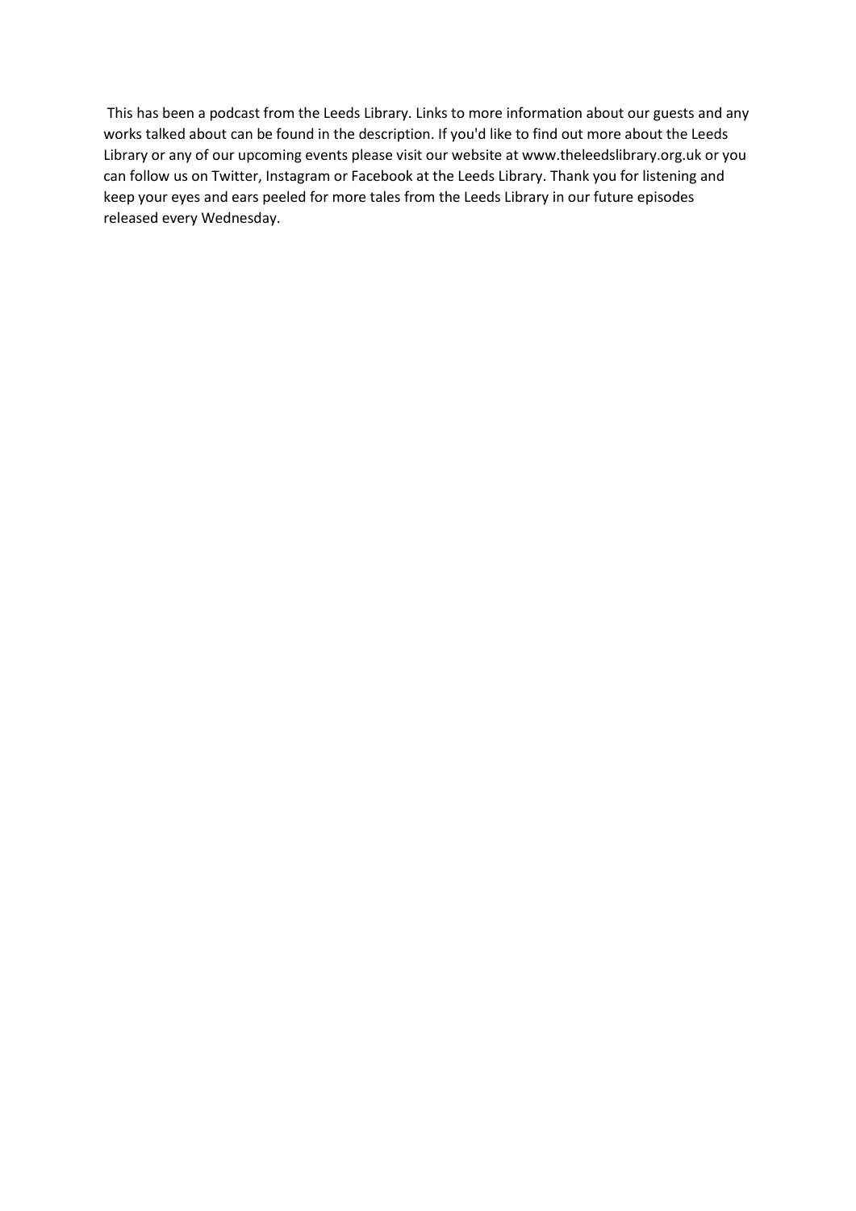This has been a podcast from the Leeds Library. Links to more information about our guests and any works talked about can be found in the description. If you'd like to find out more about the Leeds Library or any of our upcoming events please visit our website at www.theleedslibrary.org.uk or you can follow us on Twitter, Instagram or Facebook at the Leeds Library. Thank you for listening and keep your eyes and ears peeled for more tales from the Leeds Library in our future episodes released every Wednesday.